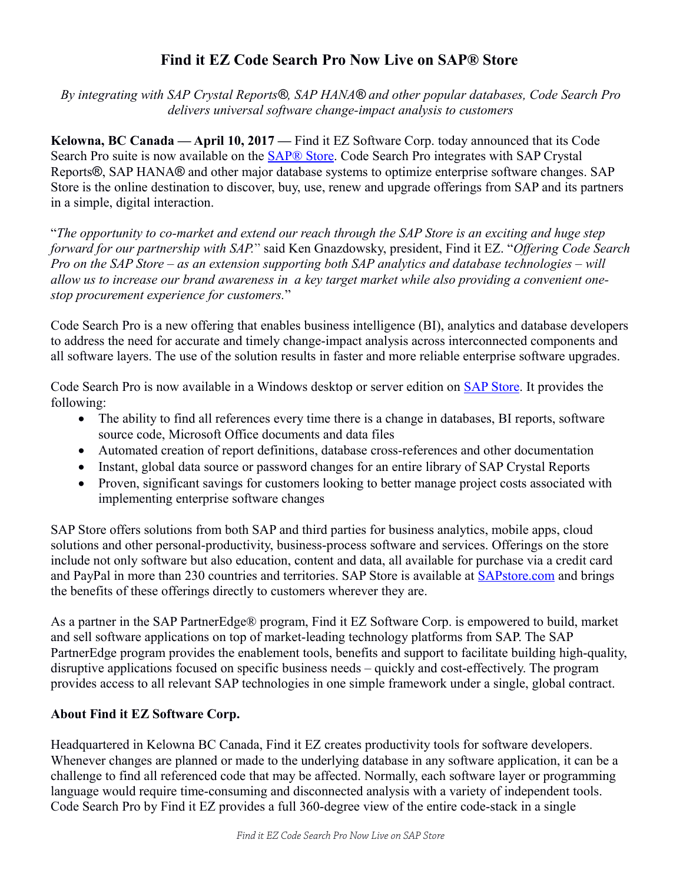# Find it EZ Code Search Pro Now Live on SAP® Store

*By integrating with SAP Crystal Reports®, SAP HANA® and other popular databases, Code Search Pro delivers universal software change-impact analysis to customers*

**Kelowna, BC Canada — April 10, 2017 —** Find it EZ Software Corp. today announced that its Code Search Pro suite is now available on the [SAP® Store](). Code Search Pro integrates with SAP Crystal Reports®, SAP HANA® and other major database systems to optimize enterprise software changes. SAP Store is the online destination to discover, buy, use, renew and upgrade offerings from SAP and its partners in a simple, digital interaction.

"*The opportunity to co-market and extend our reach through the SAP Store is an exciting and huge step forward for our partnership with SAP.*" said Ken Gnazdowsky, president, Find it EZ. "*Offering Code Search Pro on the SAP Store – as an extension supporting both SAP analytics and database technologies – will allow us to increase our brand awareness in a key target market while also providing a convenient one-stop procurement experience for customers.*"

Code Search Pro is a new offering that enables business intelligence (BI), analytics and database developers to address the need for accurate and timely change-impact analysis across interconnected components and all software layers. The use of the solution results in faster and more reliable enterprise software upgrades.

Code Search Pro is now available in a Windows desktop or server edition on [SAP Store](). It provides the following:

- The ability to find all references every time there is a change in databases, BI reports, software source code, Microsoft Office documents and data files
- Automated creation of report definitions, database cross-references and other documentation
- Instant, global data source or password changes for an entire library of SAP Crystal Reports
- Proven, significant savings for customers looking to better manage project costs associated with implementing enterprise software changes

SAP Store offers solutions from both SAP and third parties for business analytics, mobile apps, cloud solutions and other personal-productivity, business-process software and services. Offerings on the store include not only software but also education, content and data, all available for purchase via a credit card and PayPal in more than 230 countries and territories. SAP Store is available at [SAPstore.com]() and brings the benefits of these offerings directly to customers wherever they are.

As a partner in the SAP PartnerEdge® program, Find it EZ Software Corp. is empowered to build, market and sell software applications on top of market-leading technology platforms from SAP. The SAP PartnerEdge program provides the enablement tools, benefits and support to facilitate building high-quality, disruptive applications focused on specific business needs – quickly and cost-effectively. The program provides access to all relevant SAP technologies in one simple framework under a single, global contract.

**About Find it EZ Software Corp.**

Headquartered in Kelowna BC Canada, Find it EZ creates productivity tools for software developers. Whenever changes are planned or made to the underlying database in any software application, it can be a challenge to find all referenced code that may be affected. Normally, each software layer or programming language would require time-consuming and disconnected analysis with a variety of independent tools. Code Search Pro by Find it EZ provides a full 360-degree view of the entire code-stack in a single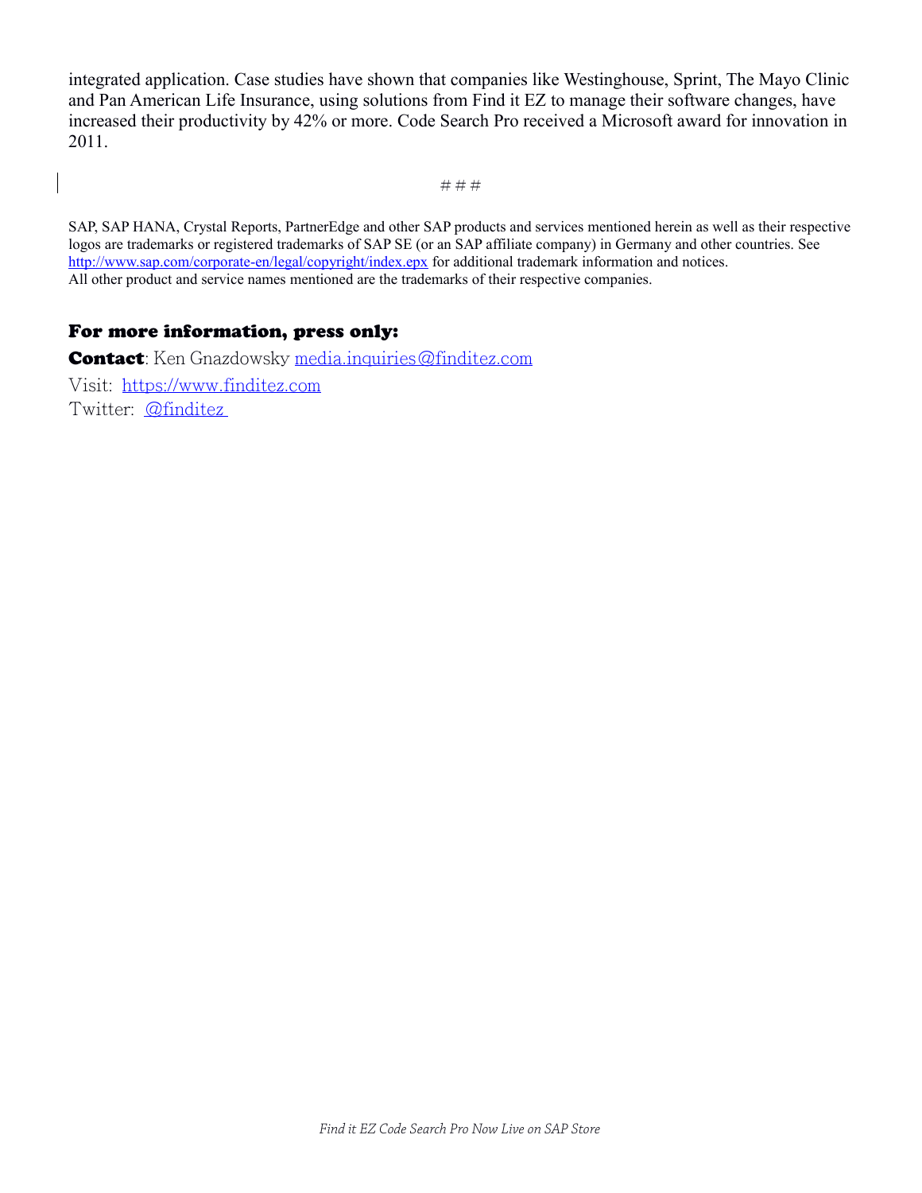integrated application. Case studies have shown that companies like Westinghouse, Sprint, The Mayo Clinic and Pan American Life Insurance, using solutions from Find it EZ to manage their software changes, have increased their productivity by 42% or more. Code Search Pro received a Microsoft award for innovation in 2011.

# # #

SAP, SAP HANA, Crystal Reports, PartnerEdge and other SAP products and services mentioned herein as well as their respective logos are trademarks or registered trademarks of SAP SE (or an SAP affiliate company) in Germany and other countries. See http://www.sap.com/corporate-en/legal/copyright/index.epx for additional trademark information and notices.
All other product and service names mentioned are the trademarks of their respective companies.

**For more information, press only:**

**Contact**: Ken Gnazdowsky media.inquiries@finditez.com

Visit: https://www.finditez.com

Twitter: @finditez